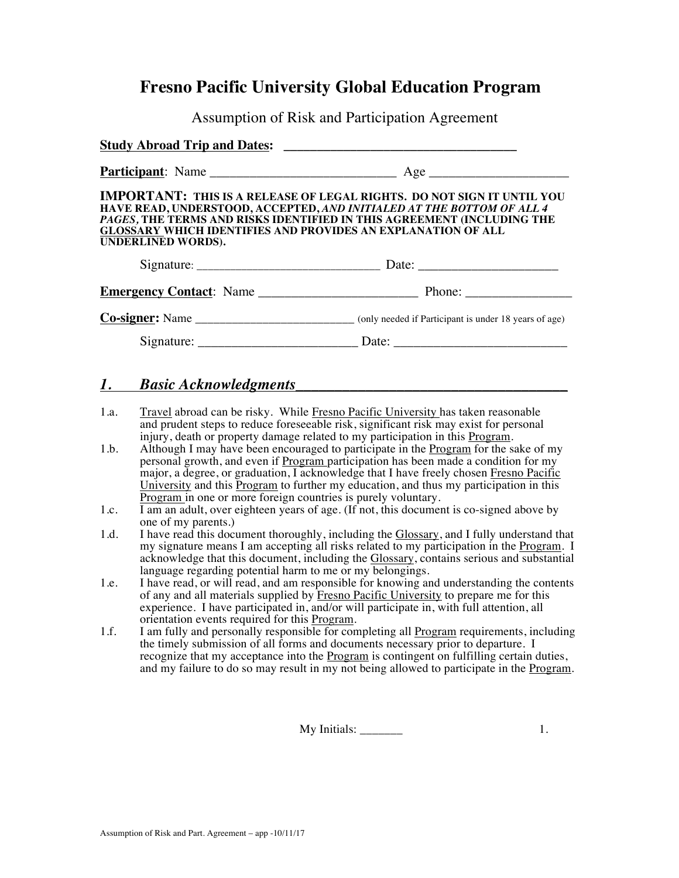# Fresno Pacific University Global Education Program

Assumption of Risk and Participation Agreement

**Study Abroad Trip and Dates:** ___________________________________

**Participant**: Name ____________________________ Age _____________________

**IMPORTANT: THIS IS A RELEASE OF LEGAL RIGHTS. DO NOT SIGN IT UNTIL YOU HAVE READ, UNDERSTOOD, ACCEPTED, *AND INITIALED AT THE BOTTOM OF ALL 4 PAGES,* THE TERMS AND RISKS IDENTIFIED IN THIS AGREEMENT (INCLUDING THE GLOSSARY WHICH IDENTIFIES AND PROVIDES AN EXPLANATION OF ALL UNDERLINED WORDS).**

Signature: ____________________________ Date: _____________________

**Emergency Contact**: Name ________________________ Phone: ________________

**Co-signer:** Name __________________________ (only needed if Participant is under 18 years of age)

Signature: ________________________ Date: __________________________

## *1. Basic Acknowledgments*

1.a. Travel abroad can be risky. While Fresno Pacific University has taken reasonable and prudent steps to reduce foreseeable risk, significant risk may exist for personal injury, death or property damage related to my participation in this Program.

1.b. Although I may have been encouraged to participate in the Program for the sake of my personal growth, and even if Program participation has been made a condition for my major, a degree, or graduation, I acknowledge that I have freely chosen Fresno Pacific University and this Program to further my education, and thus my participation in this Program in one or more foreign countries is purely voluntary.

1.c. I am an adult, over eighteen years of age. (If not, this document is co-signed above by one of my parents.)

1.d. I have read this document thoroughly, including the Glossary, and I fully understand that my signature means I am accepting all risks related to my participation in the Program. I acknowledge that this document, including the Glossary, contains serious and substantial language regarding potential harm to me or my belongings.

1.e. I have read, or will read, and am responsible for knowing and understanding the contents of any and all materials supplied by Fresno Pacific University to prepare me for this experience. I have participated in, and/or will participate in, with full attention, all orientation events required for this Program.

1.f. I am fully and personally responsible for completing all Program requirements, including the timely submission of all forms and documents necessary prior to departure. I recognize that my acceptance into the Program is contingent on fulfilling certain duties, and my failure to do so may result in my not being allowed to participate in the Program.

My Initials: _______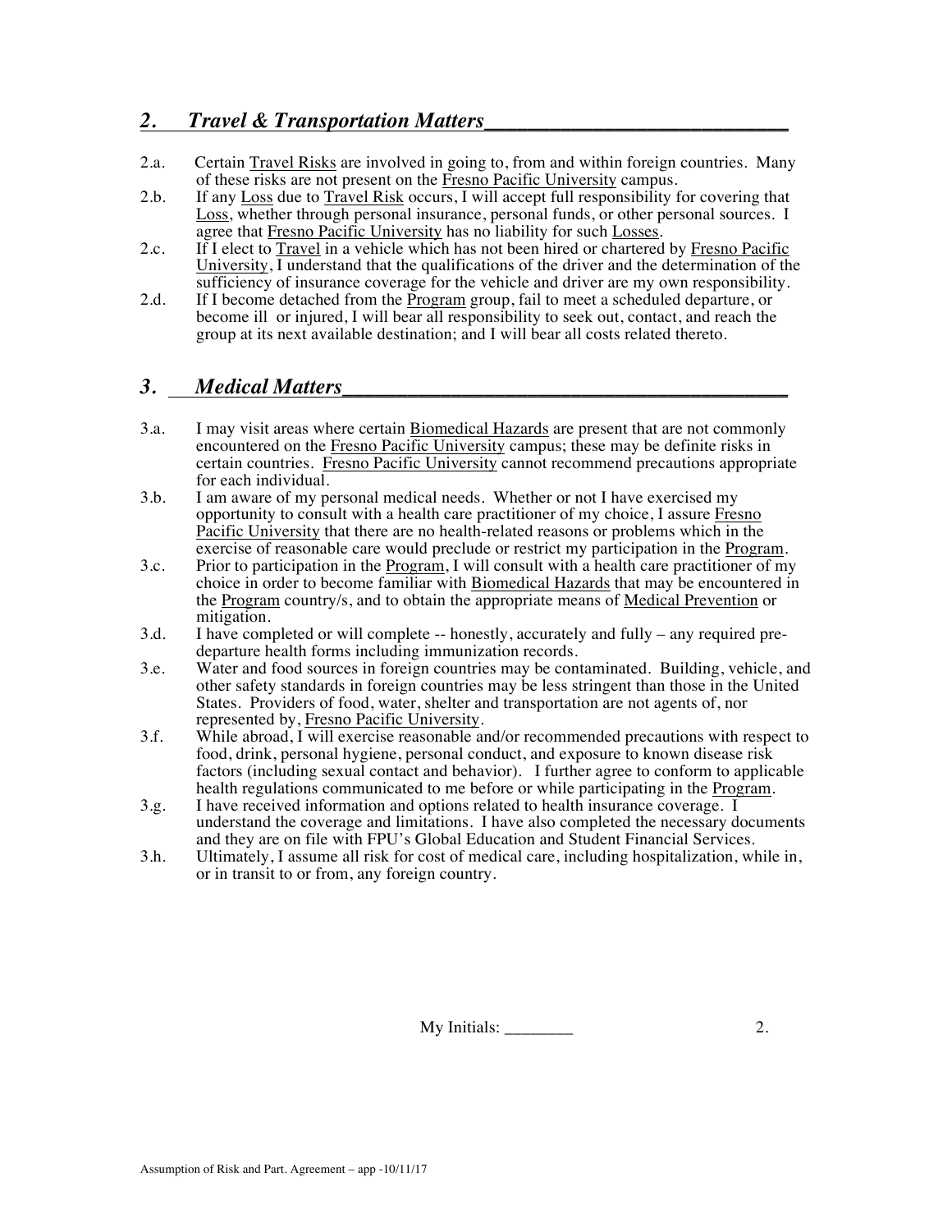## *2. Travel & Transportation Matters*

2.a. Certain Travel Risks are involved in going to, from and within foreign countries. Many of these risks are not present on the Fresno Pacific University campus.

2.b. If any Loss due to Travel Risk occurs, I will accept full responsibility for covering that Loss, whether through personal insurance, personal funds, or other personal sources. I agree that Fresno Pacific University has no liability for such Losses.

2.c. If I elect to Travel in a vehicle which has not been hired or chartered by Fresno Pacific University, I understand that the qualifications of the driver and the determination of the sufficiency of insurance coverage for the vehicle and driver are my own responsibility.

2.d. If I become detached from the Program group, fail to meet a scheduled departure, or become ill or injured, I will bear all responsibility to seek out, contact, and reach the group at its next available destination; and I will bear all costs related thereto.

## *3. Medical Matters*

3.a. I may visit areas where certain Biomedical Hazards are present that are not commonly encountered on the Fresno Pacific University campus; these may be definite risks in certain countries. Fresno Pacific University cannot recommend precautions appropriate for each individual.

3.b. I am aware of my personal medical needs. Whether or not I have exercised my opportunity to consult with a health care practitioner of my choice, I assure Fresno Pacific University that there are no health-related reasons or problems which in the exercise of reasonable care would preclude or restrict my participation in the Program.

3.c. Prior to participation in the Program, I will consult with a health care practitioner of my choice in order to become familiar with Biomedical Hazards that may be encountered in the Program country/s, and to obtain the appropriate means of Medical Prevention or mitigation.

3.d. I have completed or will complete -- honestly, accurately and fully – any required pre-departure health forms including immunization records.

3.e. Water and food sources in foreign countries may be contaminated. Building, vehicle, and other safety standards in foreign countries may be less stringent than those in the United States. Providers of food, water, shelter and transportation are not agents of, nor represented by, Fresno Pacific University.

3.f. While abroad, I will exercise reasonable and/or recommended precautions with respect to food, drink, personal hygiene, personal conduct, and exposure to known disease risk factors (including sexual contact and behavior). I further agree to conform to applicable health regulations communicated to me before or while participating in the Program.

3.g. I have received information and options related to health insurance coverage. I understand the coverage and limitations. I have also completed the necessary documents and they are on file with FPU's Global Education and Student Financial Services.

3.h. Ultimately, I assume all risk for cost of medical care, including hospitalization, while in, or in transit to or from, any foreign country.

My Initials: ________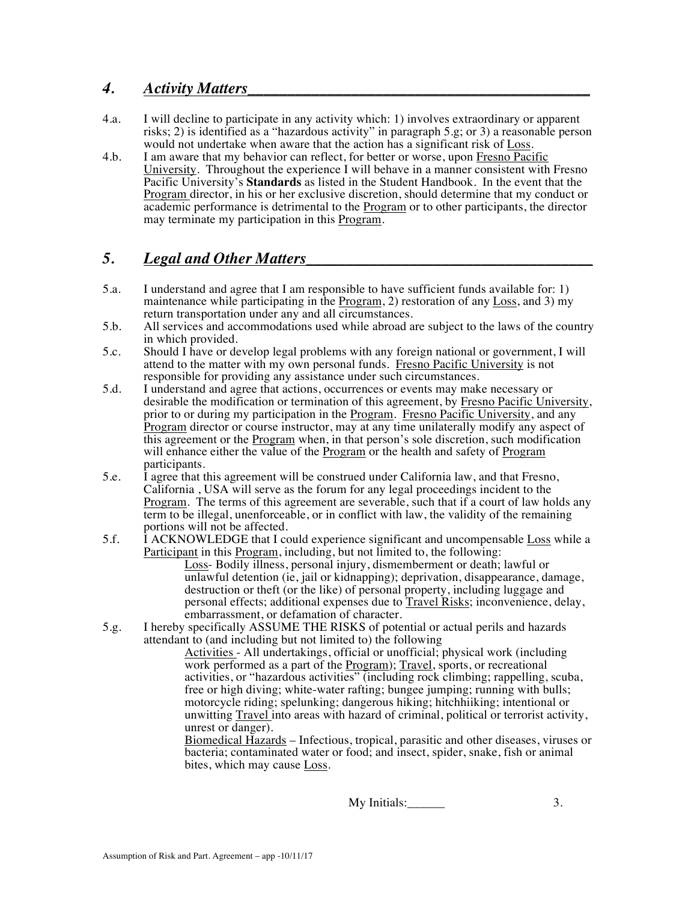## *4. Activity Matters*

4.a. I will decline to participate in any activity which: 1) involves extraordinary or apparent risks; 2) is identified as a "hazardous activity" in paragraph 5.g; or 3) a reasonable person would not undertake when aware that the action has a significant risk of Loss.

4.b. I am aware that my behavior can reflect, for better or worse, upon Fresno Pacific University. Throughout the experience I will behave in a manner consistent with Fresno Pacific University's **Standards** as listed in the Student Handbook. In the event that the Program director, in his or her exclusive discretion, should determine that my conduct or academic performance is detrimental to the Program or to other participants, the director may terminate my participation in this Program.

## *5. Legal and Other Matters*

5.a. I understand and agree that I am responsible to have sufficient funds available for: 1) maintenance while participating in the Program, 2) restoration of any Loss, and 3) my return transportation under any and all circumstances.

5.b. All services and accommodations used while abroad are subject to the laws of the country in which provided.

5.c. Should I have or develop legal problems with any foreign national or government, I will attend to the matter with my own personal funds. Fresno Pacific University is not responsible for providing any assistance under such circumstances.

5.d. I understand and agree that actions, occurrences or events may make necessary or desirable the modification or termination of this agreement, by Fresno Pacific University, prior to or during my participation in the Program. Fresno Pacific University, and any Program director or course instructor, may at any time unilaterally modify any aspect of this agreement or the Program when, in that person's sole discretion, such modification will enhance either the value of the Program or the health and safety of Program participants.

5.e. I agree that this agreement will be construed under California law, and that Fresno, California , USA will serve as the forum for any legal proceedings incident to the Program. The terms of this agreement are severable, such that if a court of law holds any term to be illegal, unenforceable, or in conflict with law, the validity of the remaining portions will not be affected.

5.f. I ACKNOWLEDGE that I could experience significant and uncompensable Loss while a Participant in this Program, including, but not limited to, the following:

Loss- Bodily illness, personal injury, dismemberment or death; lawful or unlawful detention (ie, jail or kidnapping); deprivation, disappearance, damage, destruction or theft (or the like) of personal property, including luggage and personal effects; additional expenses due to Travel Risks; inconvenience, delay, embarrassment, or defamation of character.

5.g. I hereby specifically ASSUME THE RISKS of potential or actual perils and hazards attendant to (and including but not limited to) the following

Activities - All undertakings, official or unofficial; physical work (including work performed as a part of the Program); Travel, sports, or recreational activities, or "hazardous activities" (including rock climbing; rappelling, scuba, free or high diving; white-water rafting; bungee jumping; running with bulls; motorcycle riding; spelunking; dangerous hiking; hitchhiiking; intentional or unwitting Travel into areas with hazard of criminal, political or terrorist activity, unrest or danger).

Biomedical Hazards – Infectious, tropical, parasitic and other diseases, viruses or bacteria; contaminated water or food; and insect, spider, snake, fish or animal bites, which may cause Loss.

My Initials:______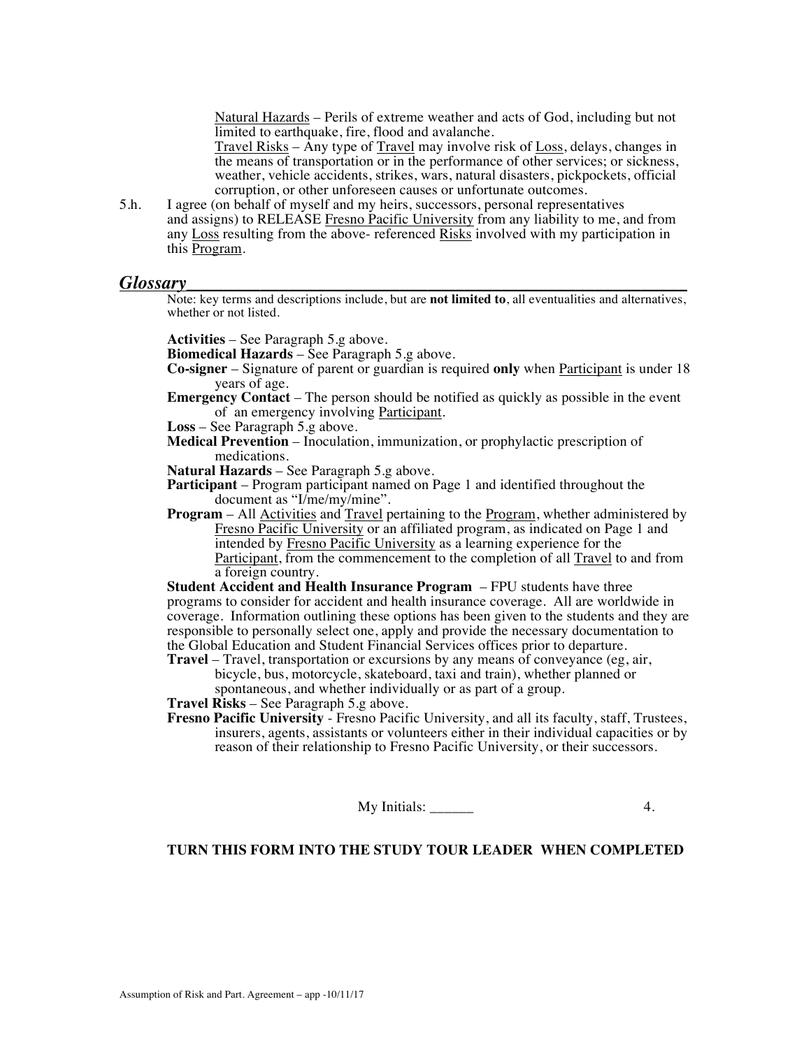Natural Hazards – Perils of extreme weather and acts of God, including but not limited to earthquake, fire, flood and avalanche.

Travel Risks – Any type of Travel may involve risk of Loss, delays, changes in the means of transportation or in the performance of other services; or sickness, weather, vehicle accidents, strikes, wars, natural disasters, pickpockets, official corruption, or other unforeseen causes or unfortunate outcomes.

5.h. I agree (on behalf of myself and my heirs, successors, personal representatives and assigns) to RELEASE Fresno Pacific University from any liability to me, and from any Loss resulting from the above- referenced Risks involved with my participation in this Program.

## *Glossary*

Note: key terms and descriptions include, but are **not limited to**, all eventualities and alternatives, whether or not listed.

**Activities** – See Paragraph 5.g above.

**Biomedical Hazards** – See Paragraph 5.g above.

**Co-signer** – Signature of parent or guardian is required **only** when Participant is under 18 years of age.

**Emergency Contact** – The person should be notified as quickly as possible in the event of an emergency involving Participant.

**Loss** – See Paragraph 5.g above.

**Medical Prevention** – Inoculation, immunization, or prophylactic prescription of medications.

**Natural Hazards** – See Paragraph 5.g above.

**Participant** – Program participant named on Page 1 and identified throughout the document as "I/me/my/mine".

**Program** – All Activities and Travel pertaining to the Program, whether administered by Fresno Pacific University or an affiliated program, as indicated on Page 1 and intended by Fresno Pacific University as a learning experience for the Participant, from the commencement to the completion of all Travel to and from a foreign country.

**Student Accident and Health Insurance Program** – FPU students have three programs to consider for accident and health insurance coverage. All are worldwide in coverage. Information outlining these options has been given to the students and they are responsible to personally select one, apply and provide the necessary documentation to the Global Education and Student Financial Services offices prior to departure.

**Travel** – Travel, transportation or excursions by any means of conveyance (eg, air, bicycle, bus, motorcycle, skateboard, taxi and train), whether planned or spontaneous, and whether individually or as part of a group.

**Travel Risks** – See Paragraph 5.g above.

**Fresno Pacific University** - Fresno Pacific University, and all its faculty, staff, Trustees, insurers, agents, assistants or volunteers either in their individual capacities or by reason of their relationship to Fresno Pacific University, or their successors.

My Initials: ______

**TURN THIS FORM INTO THE STUDY TOUR LEADER WHEN COMPLETED**